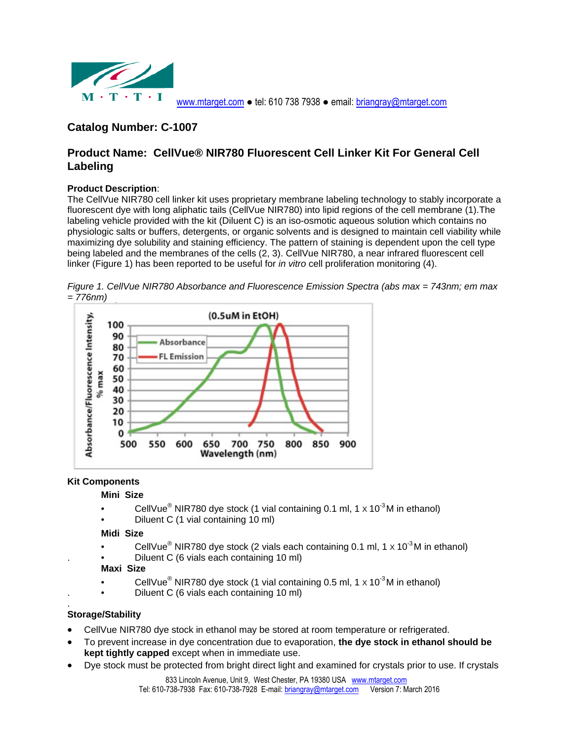www.mtarget.com ● tel: 610 738 7938 ● email: briangray@mtarget.com

## Catalog Number: C-1007

## Product Name: CellVue® NIR780 Fluorescent Cell Linker Kit For General Cell Labeling

**Product Description**:
The CellVue NIR780 cell linker kit uses proprietary membrane labeling technology to stably incorporate a fluorescent dye with long aliphatic tails (CellVue NIR780) into lipid regions of the cell membrane (1).The labeling vehicle provided with the kit (Diluent C) is an iso-osmotic aqueous solution which contains no physiologic salts or buffers, detergents, or organic solvents and is designed to maintain cell viability while maximizing dye solubility and staining efficiency. The pattern of staining is dependent upon the cell type being labeled and the membranes of the cells (2, 3). CellVue NIR780, a near infrared fluorescent cell linker (Figure 1) has been reported to be useful for *in vitro* cell proliferation monitoring (4).

*Figure 1. CellVue NIR780 Absorbance and Fluorescence Emission Spectra (abs max = 743nm; em max = 776nm)*

**Kit Components**

**Mini Size**

- CellVue® NIR780 dye stock (1 vial containing 0.1 ml, $1 \times 10^{-3}$ M in ethanol)
- Diluent C (1 vial containing 10 ml)

**Midi Size**

- CellVue® NIR780 dye stock (2 vials each containing 0.1 ml, $1 \times 10^{-3}$ M in ethanol)
- Diluent C (6 vials each containing 10 ml)

**Maxi Size**

- CellVue® NIR780 dye stock (1 vial containing 0.5 ml, $1 \times 10^{-3}$ M in ethanol)
- Diluent C (6 vials each containing 10 ml)

**Storage/Stability**

- CellVue NIR780 dye stock in ethanol may be stored at room temperature or refrigerated.
- To prevent increase in dye concentration due to evaporation, **the dye stock in ethanol should be kept tightly capped** except when in immediate use.
- Dye stock must be protected from bright direct light and examined for crystals prior to use. If crystals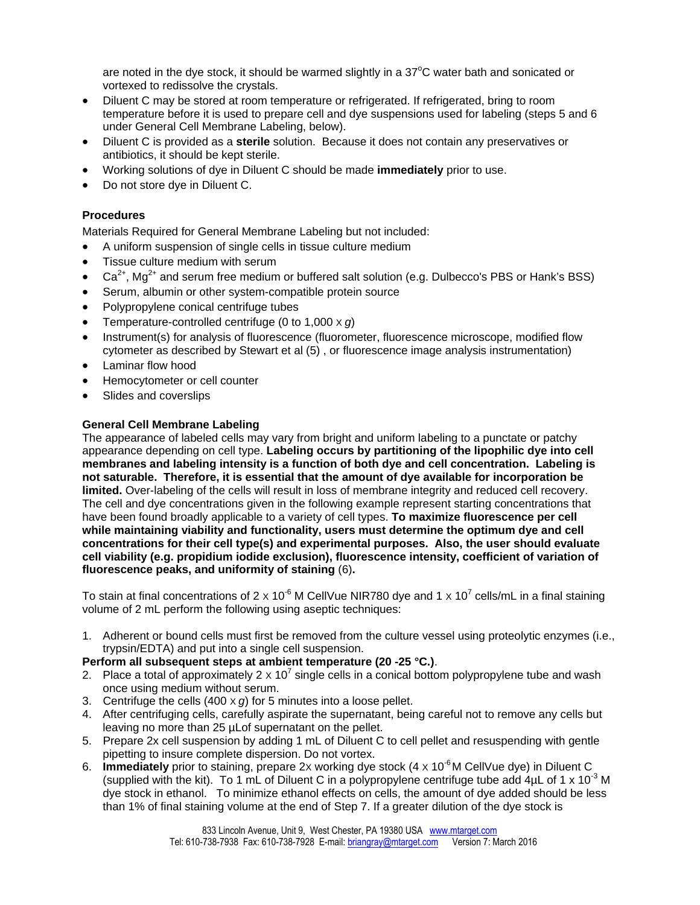are noted in the dye stock, it should be warmed slightly in a 37°C water bath and sonicated or vortexed to redissolve the crystals.

- Diluent C may be stored at room temperature or refrigerated. If refrigerated, bring to room temperature before it is used to prepare cell and dye suspensions used for labeling (steps 5 and 6 under General Cell Membrane Labeling, below).
- Diluent C is provided as a **sterile** solution. Because it does not contain any preservatives or antibiotics, it should be kept sterile.
- Working solutions of dye in Diluent C should be made **immediately** prior to use.
- Do not store dye in Diluent C.

### Procedures

Materials Required for General Membrane Labeling but not included:

- A uniform suspension of single cells in tissue culture medium
- Tissue culture medium with serum
- $Ca^{2+}$, $Mg^{2+}$ and serum free medium or buffered salt solution (e.g. Dulbecco's PBS or Hank's BSS)
- Serum, albumin or other system-compatible protein source
- Polypropylene conical centrifuge tubes
- Temperature-controlled centrifuge (0 to 1,000 x *g*)
- Instrument(s) for analysis of fluorescence (fluorometer, fluorescence microscope, modified flow cytometer as described by Stewart et al (5) , or fluorescence image analysis instrumentation)
- Laminar flow hood
- Hemocytometer or cell counter
- Slides and coverslips

### General Cell Membrane Labeling

The appearance of labeled cells may vary from bright and uniform labeling to a punctate or patchy appearance depending on cell type. **Labeling occurs by partitioning of the lipophilic dye into cell membranes and labeling intensity is a function of both dye and cell concentration. Labeling is not saturable. Therefore, it is essential that the amount of dye available for incorporation be limited.** Over-labeling of the cells will result in loss of membrane integrity and reduced cell recovery. The cell and dye concentrations given in the following example represent starting concentrations that have been found broadly applicable to a variety of cell types. **To maximize fluorescence per cell while maintaining viability and functionality, users must determine the optimum dye and cell concentrations for their cell type(s) and experimental purposes. Also, the user should evaluate cell viability (e.g. propidium iodide exclusion), fluorescence intensity, coefficient of variation of fluorescence peaks, and uniformity of staining** (6)**.**

To stain at final concentrations of $2 \times 10^{-6}$ M CellVue NIR780 dye and $1 \times 10^{7}$ cells/mL in a final staining volume of 2 mL perform the following using aseptic techniques:

1. Adherent or bound cells must first be removed from the culture vessel using proteolytic enzymes (i.e., trypsin/EDTA) and put into a single cell suspension.

**Perform all subsequent steps at ambient temperature (20 -25 °C.)**.

2. Place a total of approximately $2 \times 10^{7}$ single cells in a conical bottom polypropylene tube and wash once using medium without serum.
3. Centrifuge the cells (400 x *g*) for 5 minutes into a loose pellet.
4. After centrifuging cells, carefully aspirate the supernatant, being careful not to remove any cells but leaving no more than 25 µLof supernatant on the pellet.
5. Prepare 2x cell suspension by adding 1 mL of Diluent C to cell pellet and resuspending with gentle pipetting to insure complete dispersion. Do not vortex.
6. **Immediately** prior to staining, prepare 2x working dye stock ($4 \times 10^{-6}$ M CellVue dye) in Diluent C (supplied with the kit). To 1 mL of Diluent C in a polypropylene centrifuge tube add 4µL of $1 \times 10^{-3}$ M dye stock in ethanol. To minimize ethanol effects on cells, the amount of dye added should be less than 1% of final staining volume at the end of Step 7. If a greater dilution of the dye stock is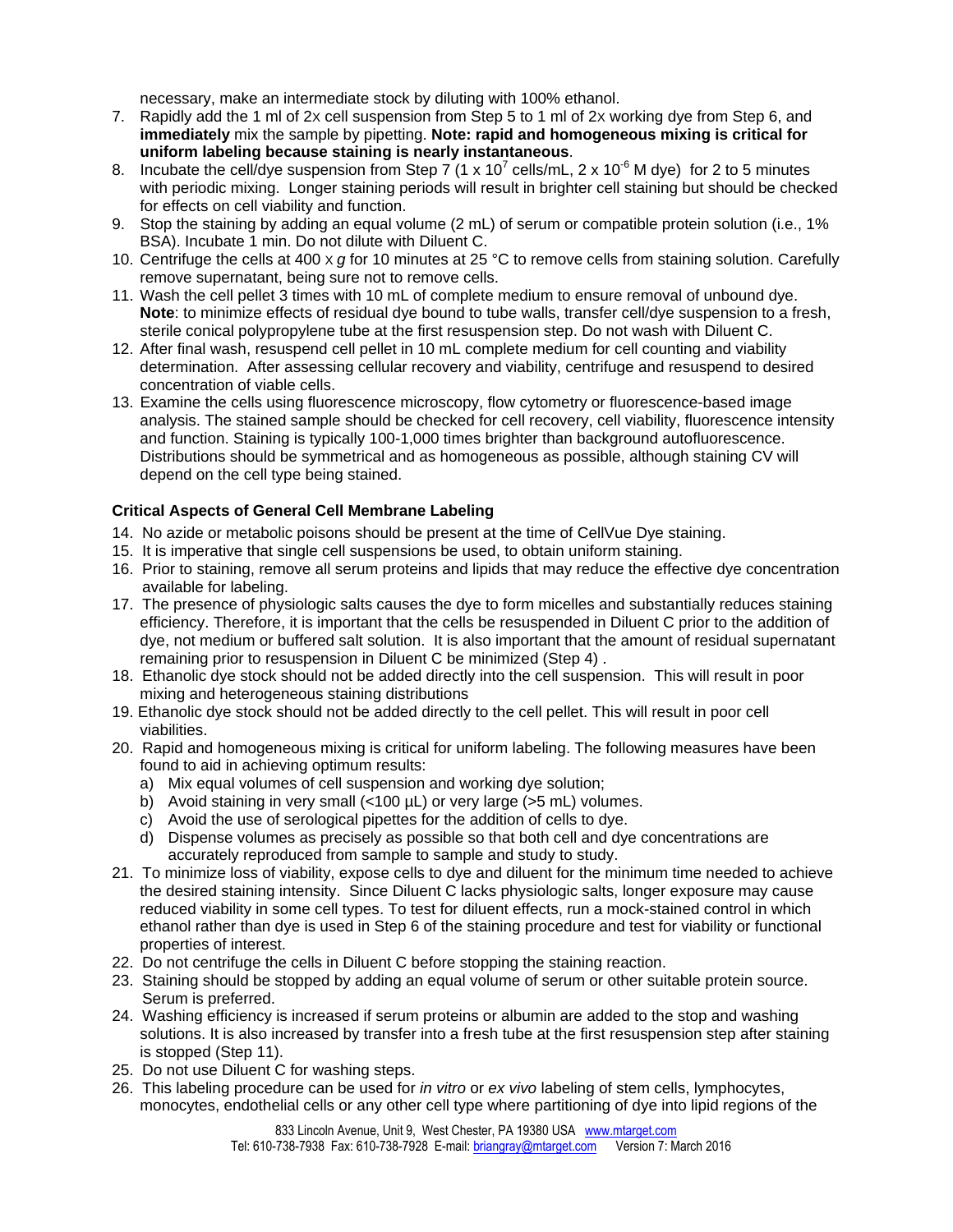necessary, make an intermediate stock by diluting with 100% ethanol.

7. Rapidly add the 1 ml of 2x cell suspension from Step 5 to 1 ml of 2x working dye from Step 6, and **immediately** mix the sample by pipetting. **Note: rapid and homogeneous mixing is critical for uniform labeling because staining is nearly instantaneous**.
8. Incubate the cell/dye suspension from Step 7 ($1 \times 10^{7}$ cells/mL, $2 \times 10^{-6}$ M dye) for 2 to 5 minutes with periodic mixing. Longer staining periods will result in brighter cell staining but should be checked for effects on cell viability and function.
9. Stop the staining by adding an equal volume (2 mL) of serum or compatible protein solution (i.e., 1% BSA). Incubate 1 min. Do not dilute with Diluent C.
10. Centrifuge the cells at 400 x *g* for 10 minutes at 25 °C to remove cells from staining solution. Carefully remove supernatant, being sure not to remove cells.
11. Wash the cell pellet 3 times with 10 mL of complete medium to ensure removal of unbound dye. **Note**: to minimize effects of residual dye bound to tube walls, transfer cell/dye suspension to a fresh, sterile conical polypropylene tube at the first resuspension step. Do not wash with Diluent C.
12. After final wash, resuspend cell pellet in 10 mL complete medium for cell counting and viability determination. After assessing cellular recovery and viability, centrifuge and resuspend to desired concentration of viable cells.
13. Examine the cells using fluorescence microscopy, flow cytometry or fluorescence-based image analysis. The stained sample should be checked for cell recovery, cell viability, fluorescence intensity and function. Staining is typically 100-1,000 times brighter than background autofluorescence. Distributions should be symmetrical and as homogeneous as possible, although staining CV will depend on the cell type being stained.

### Critical Aspects of General Cell Membrane Labeling

14. No azide or metabolic poisons should be present at the time of CellVue Dye staining.
15. It is imperative that single cell suspensions be used, to obtain uniform staining.
16. Prior to staining, remove all serum proteins and lipids that may reduce the effective dye concentration available for labeling.
17. The presence of physiologic salts causes the dye to form micelles and substantially reduces staining efficiency. Therefore, it is important that the cells be resuspended in Diluent C prior to the addition of dye, not medium or buffered salt solution. It is also important that the amount of residual supernatant remaining prior to resuspension in Diluent C be minimized (Step 4) .
18. Ethanolic dye stock should not be added directly into the cell suspension. This will result in poor mixing and heterogeneous staining distributions
19. Ethanolic dye stock should not be added directly to the cell pellet. This will result in poor cell viabilities.
20. Rapid and homogeneous mixing is critical for uniform labeling. The following measures have been found to aid in achieving optimum results:
    a) Mix equal volumes of cell suspension and working dye solution;
    b) Avoid staining in very small (<100 µL) or very large (>5 mL) volumes.
    c) Avoid the use of serological pipettes for the addition of cells to dye.
    d) Dispense volumes as precisely as possible so that both cell and dye concentrations are accurately reproduced from sample to sample and study to study.
21. To minimize loss of viability, expose cells to dye and diluent for the minimum time needed to achieve the desired staining intensity. Since Diluent C lacks physiologic salts, longer exposure may cause reduced viability in some cell types. To test for diluent effects, run a mock-stained control in which ethanol rather than dye is used in Step 6 of the staining procedure and test for viability or functional properties of interest.
22. Do not centrifuge the cells in Diluent C before stopping the staining reaction.
23. Staining should be stopped by adding an equal volume of serum or other suitable protein source. Serum is preferred.
24. Washing efficiency is increased if serum proteins or albumin are added to the stop and washing solutions. It is also increased by transfer into a fresh tube at the first resuspension step after staining is stopped (Step 11).
25. Do not use Diluent C for washing steps.
26. This labeling procedure can be used for *in vitro* or *ex vivo* labeling of stem cells, lymphocytes, monocytes, endothelial cells or any other cell type where partitioning of dye into lipid regions of the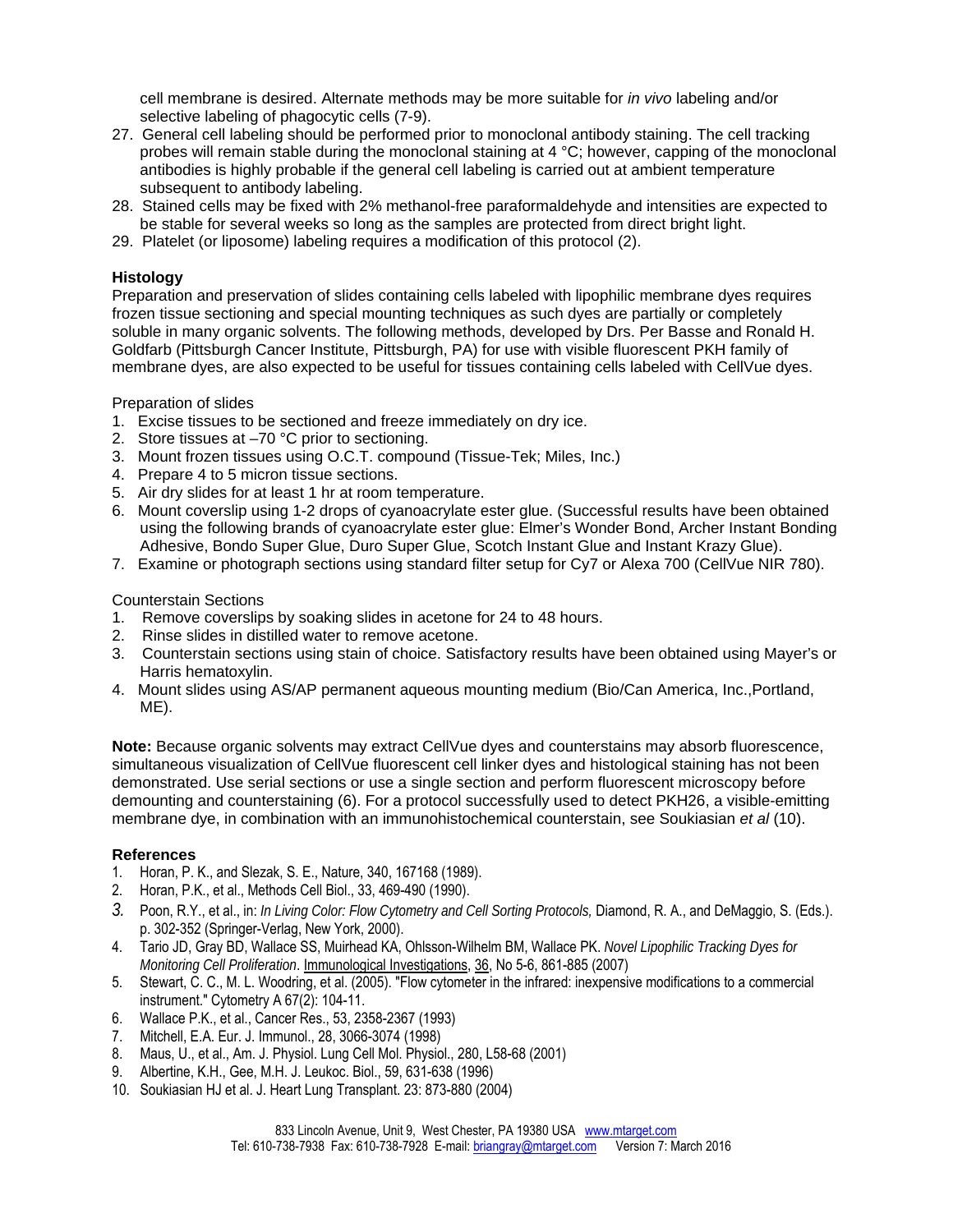cell membrane is desired. Alternate methods may be more suitable for *in vivo* labeling and/or selective labeling of phagocytic cells (7-9).

27. General cell labeling should be performed prior to monoclonal antibody staining. The cell tracking probes will remain stable during the monoclonal staining at 4 °C; however, capping of the monoclonal antibodies is highly probable if the general cell labeling is carried out at ambient temperature subsequent to antibody labeling.
28. Stained cells may be fixed with 2% methanol-free paraformaldehyde and intensities are expected to be stable for several weeks so long as the samples are protected from direct bright light.
29. Platelet (or liposome) labeling requires a modification of this protocol (2).

**Histology**

Preparation and preservation of slides containing cells labeled with lipophilic membrane dyes requires frozen tissue sectioning and special mounting techniques as such dyes are partially or completely soluble in many organic solvents. The following methods, developed by Drs. Per Basse and Ronald H. Goldfarb (Pittsburgh Cancer Institute, Pittsburgh, PA) for use with visible fluorescent PKH family of membrane dyes, are also expected to be useful for tissues containing cells labeled with CellVue dyes.

Preparation of slides

1. Excise tissues to be sectioned and freeze immediately on dry ice.
2. Store tissues at –70 °C prior to sectioning.
3. Mount frozen tissues using O.C.T. compound (Tissue-Tek; Miles, Inc.)
4. Prepare 4 to 5 micron tissue sections.
5. Air dry slides for at least 1 hr at room temperature.
6. Mount coverslip using 1-2 drops of cyanoacrylate ester glue. (Successful results have been obtained using the following brands of cyanoacrylate ester glue: Elmer's Wonder Bond, Archer Instant Bonding Adhesive, Bondo Super Glue, Duro Super Glue, Scotch Instant Glue and Instant Krazy Glue).
7. Examine or photograph sections using standard filter setup for Cy7 or Alexa 700 (CellVue NIR 780).

Counterstain Sections

1. Remove coverslips by soaking slides in acetone for 24 to 48 hours.
2. Rinse slides in distilled water to remove acetone.
3. Counterstain sections using stain of choice. Satisfactory results have been obtained using Mayer's or Harris hematoxylin.
4. Mount slides using AS/AP permanent aqueous mounting medium (Bio/Can America, Inc.,Portland, ME).

**Note:** Because organic solvents may extract CellVue dyes and counterstains may absorb fluorescence, simultaneous visualization of CellVue fluorescent cell linker dyes and histological staining has not been demonstrated. Use serial sections or use a single section and perform fluorescent microscopy before demounting and counterstaining (6). For a protocol successfully used to detect PKH26, a visible-emitting membrane dye, in combination with an immunohistochemical counterstain, see Soukiasian *et al* (10).

**References**

1. Horan, P. K., and Slezak, S. E., Nature, 340, 167168 (1989).
2. Horan, P.K., et al., Methods Cell Biol., 33, 469-490 (1990).
3. Poon, R.Y., et al., in: *In Living Color: Flow Cytometry and Cell Sorting Protocols,* Diamond, R. A., and DeMaggio, S. (Eds.). p. 302-352 (Springer-Verlag, New York, 2000).
4. Tario JD, Gray BD, Wallace SS, Muirhead KA, Ohlsson-Wilhelm BM, Wallace PK. *Novel Lipophilic Tracking Dyes for Monitoring Cell Proliferation*. Immunological Investigations, 36, No 5-6, 861-885 (2007)
5. Stewart, C. C., M. L. Woodring, et al. (2005). "Flow cytometer in the infrared: inexpensive modifications to a commercial instrument." Cytometry A 67(2): 104-11.
6. Wallace P.K., et al., Cancer Res., 53, 2358-2367 (1993)
7. Mitchell, E.A. Eur. J. Immunol., 28, 3066-3074 (1998)
8. Maus, U., et al., Am. J. Physiol. Lung Cell Mol. Physiol., 280, L58-68 (2001)
9. Albertine, K.H., Gee, M.H. J. Leukoc. Biol., 59, 631-638 (1996)
10. Soukiasian HJ et al. J. Heart Lung Transplant. 23: 873-880 (2004)

833 Lincoln Avenue, Unit 9, West Chester, PA 19380 USA www.mtarget.com
Tel: 610-738-7938 Fax: 610-738-7928 E-mail: briangray@mtarget.com Version 7: March 2016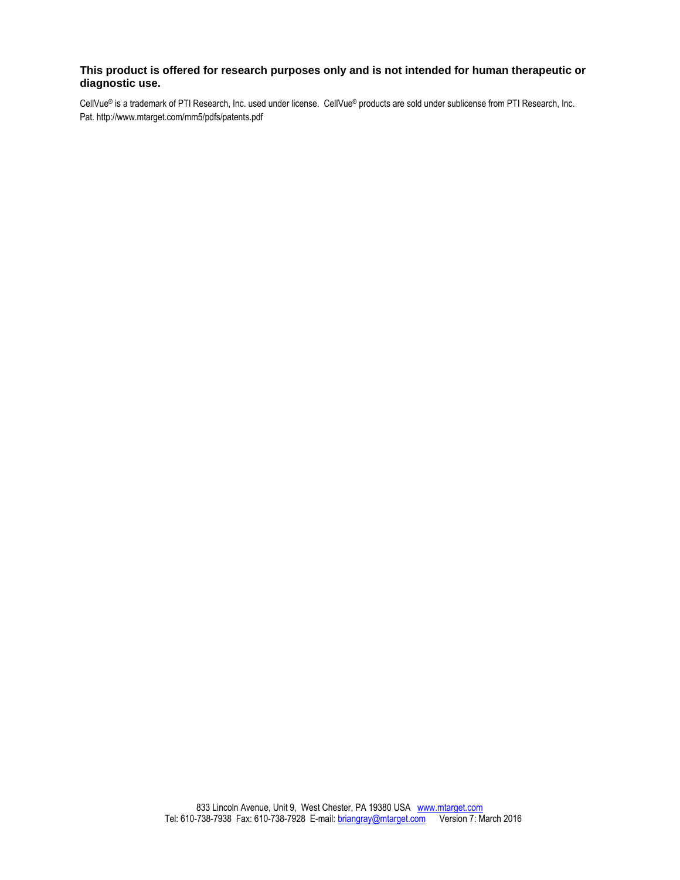**This product is offered for research purposes only and is not intended for human therapeutic or diagnostic use.**

CellVue® is a trademark of PTI Research, Inc. used under license. CellVue® products are sold under sublicense from PTI Research, Inc. Pat. http://www.mtarget.com/mm5/pdfs/patents.pdf

833 Lincoln Avenue, Unit 9, West Chester, PA 19380 USA www.mtarget.com
Tel: 610-738-7938 Fax: 610-738-7928 E-mail: briangray@mtarget.com Version 7: March 2016